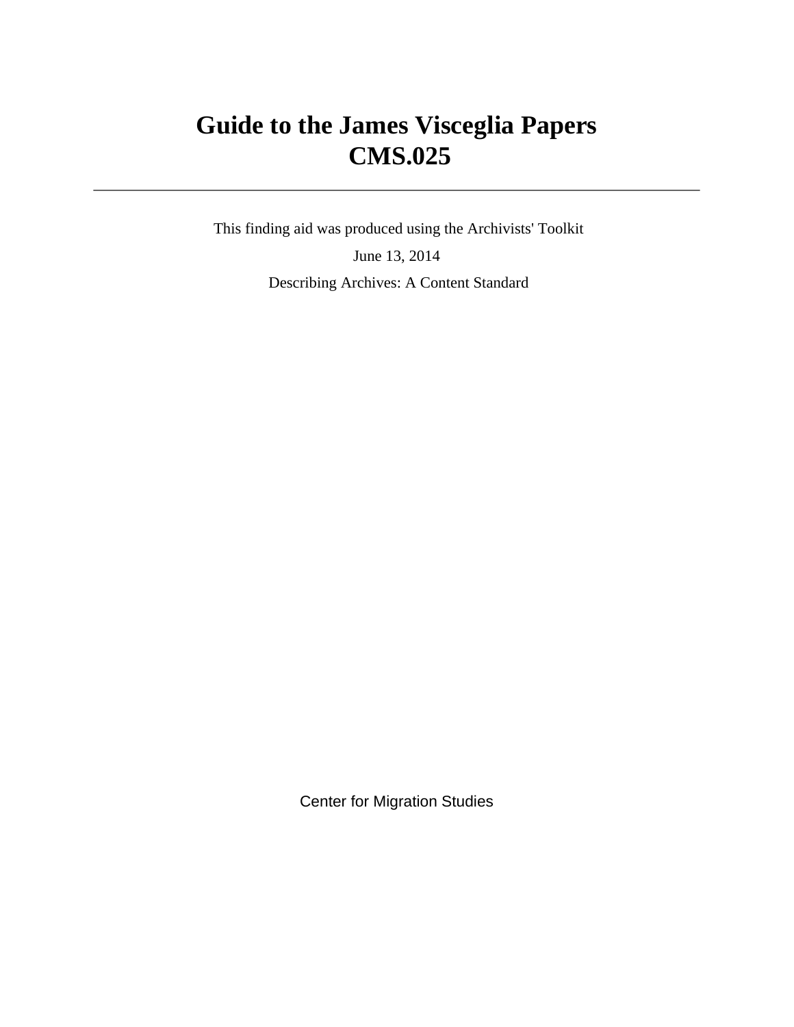# Guide to the James Visceglia Papers
# CMS.025

---

This finding aid was produced using the Archivists' Toolkit

June 13, 2014

Describing Archives: A Content Standard

Center for Migration Studies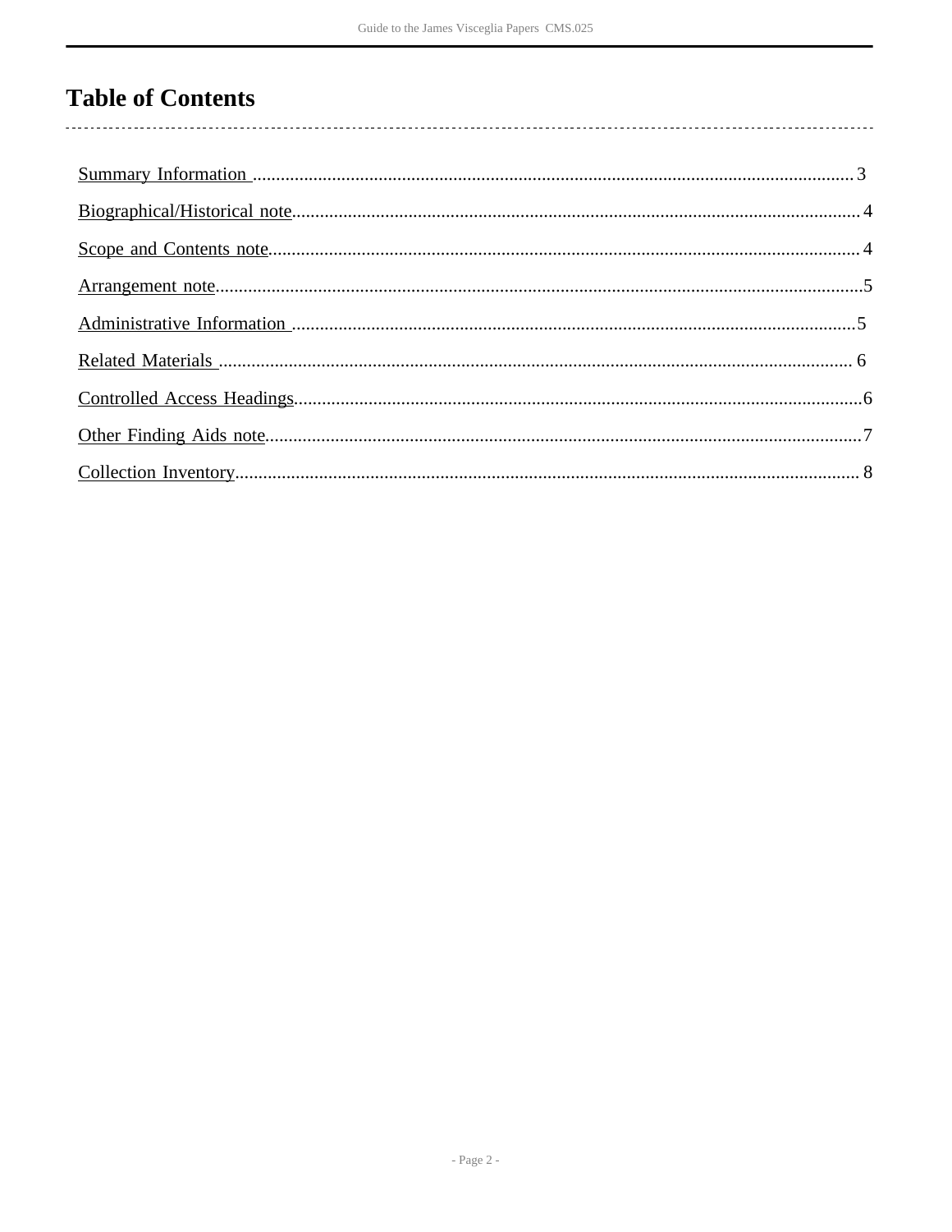# Table of Contents

Summary Information .................................................................................................................................3

Biographical/Historical note.........................................................................................................................4

Scope and Contents note..............................................................................................................................4

Arrangement note..........................................................................................................................................5

Administrative Information .........................................................................................................................5

Related Materials ........................................................................................................................................ 6

Controlled Access Headings.........................................................................................................................6

Other Finding Aids note...............................................................................................................................7

Collection Inventory..................................................................................................................................... 8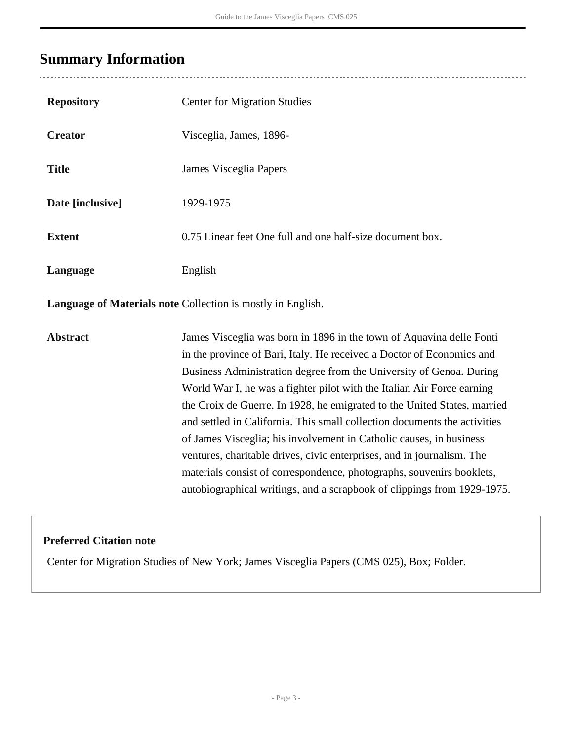## Summary Information

| | |
|---|---|
| **Repository** | Center for Migration Studies |
| **Creator** | Visceglia, James, 1896- |
| **Title** | James Visceglia Papers |
| **Date [inclusive]** | 1929-1975 |
| **Extent** | 0.75 Linear feet One full and one half-size document box. |
| **Language** | English |
| **Language of Materials note** | Collection is mostly in English. |
| **Abstract** | James Visceglia was born in 1896 in the town of Aquavina delle Fonti in the province of Bari, Italy. He received a Doctor of Economics and Business Administration degree from the University of Genoa. During World War I, he was a fighter pilot with the Italian Air Force earning the Croix de Guerre. In 1928, he emigrated to the United States, married and settled in California. This small collection documents the activities of James Visceglia; his involvement in Catholic causes, in business ventures, charitable drives, civic enterprises, and in journalism. The materials consist of correspondence, photographs, souvenirs booklets, autobiographical writings, and a scrapbook of clippings from 1929-1975. |

**Preferred Citation note**

Center for Migration Studies of New York; James Visceglia Papers (CMS 025), Box; Folder.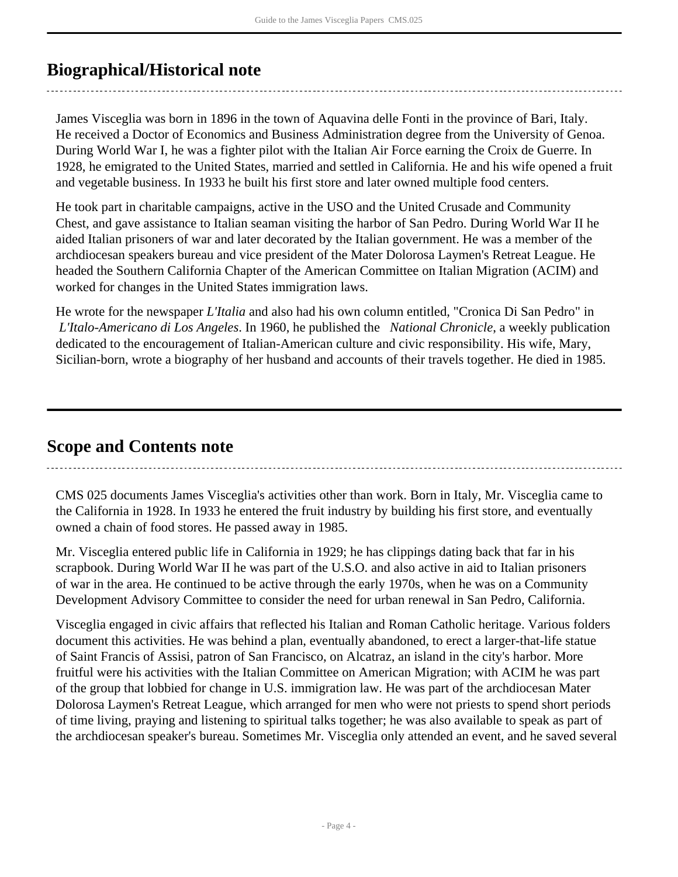## Biographical/Historical note

James Visceglia was born in 1896 in the town of Aquavina delle Fonti in the province of Bari, Italy. He received a Doctor of Economics and Business Administration degree from the University of Genoa. During World War I, he was a fighter pilot with the Italian Air Force earning the Croix de Guerre. In 1928, he emigrated to the United States, married and settled in California. He and his wife opened a fruit and vegetable business. In 1933 he built his first store and later owned multiple food centers.

He took part in charitable campaigns, active in the USO and the United Crusade and Community Chest, and gave assistance to Italian seaman visiting the harbor of San Pedro. During World War II he aided Italian prisoners of war and later decorated by the Italian government. He was a member of the archdiocesan speakers bureau and vice president of the Mater Dolorosa Laymen's Retreat League. He headed the Southern California Chapter of the American Committee on Italian Migration (ACIM) and worked for changes in the United States immigration laws.

He wrote for the newspaper *L'Italia* and also had his own column entitled, "Cronica Di San Pedro" in *L'Italo-Americano di Los Angeles*. In 1960, he published the *National Chronicle*, a weekly publication dedicated to the encouragement of Italian-American culture and civic responsibility. His wife, Mary, Sicilian-born, wrote a biography of her husband and accounts of their travels together. He died in 1985.

## Scope and Contents note

CMS 025 documents James Visceglia's activities other than work. Born in Italy, Mr. Visceglia came to the California in 1928. In 1933 he entered the fruit industry by building his first store, and eventually owned a chain of food stores. He passed away in 1985.

Mr. Visceglia entered public life in California in 1929; he has clippings dating back that far in his scrapbook. During World War II he was part of the U.S.O. and also active in aid to Italian prisoners of war in the area. He continued to be active through the early 1970s, when he was on a Community Development Advisory Committee to consider the need for urban renewal in San Pedro, California.

Visceglia engaged in civic affairs that reflected his Italian and Roman Catholic heritage. Various folders document this activities. He was behind a plan, eventually abandoned, to erect a larger-that-life statue of Saint Francis of Assisi, patron of San Francisco, on Alcatraz, an island in the city's harbor. More fruitful were his activities with the Italian Committee on American Migration; with ACIM he was part of the group that lobbied for change in U.S. immigration law. He was part of the archdiocesan Mater Dolorosa Laymen's Retreat League, which arranged for men who were not priests to spend short periods of time living, praying and listening to spiritual talks together; he was also available to speak as part of the archdiocesan speaker's bureau. Sometimes Mr. Visceglia only attended an event, and he saved several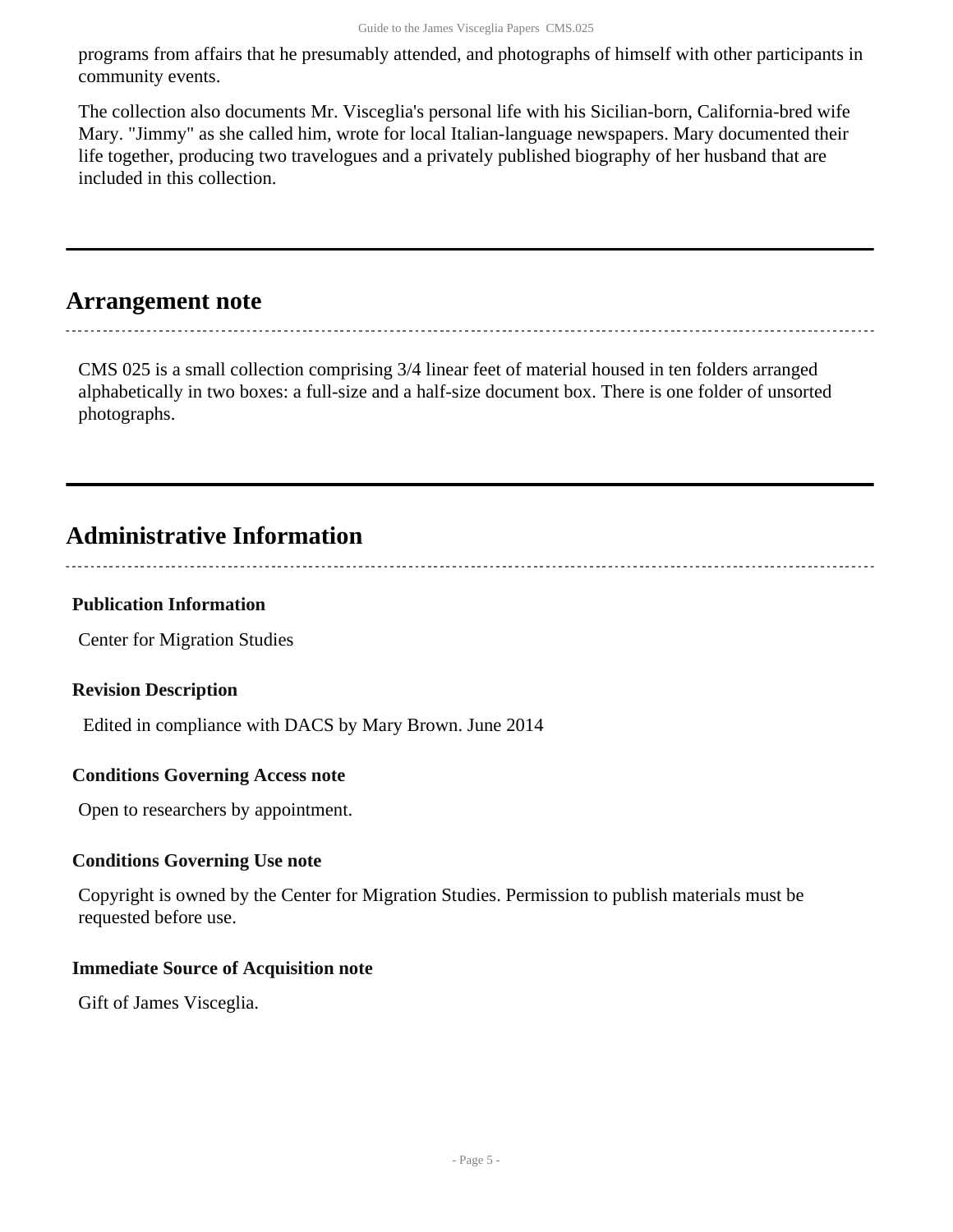programs from affairs that he presumably attended, and photographs of himself with other participants in community events.

The collection also documents Mr. Visceglia's personal life with his Sicilian-born, California-bred wife Mary. "Jimmy" as she called him, wrote for local Italian-language newspapers. Mary documented their life together, producing two travelogues and a privately published biography of her husband that are included in this collection.

## Arrangement note

CMS 025 is a small collection comprising 3/4 linear feet of material housed in ten folders arranged alphabetically in two boxes: a full-size and a half-size document box. There is one folder of unsorted photographs.

## Administrative Information

### Publication Information

Center for Migration Studies

### Revision Description

Edited in compliance with DACS by Mary Brown. June 2014

### Conditions Governing Access note

Open to researchers by appointment.

### Conditions Governing Use note

Copyright is owned by the Center for Migration Studies. Permission to publish materials must be requested before use.

### Immediate Source of Acquisition note

Gift of James Visceglia.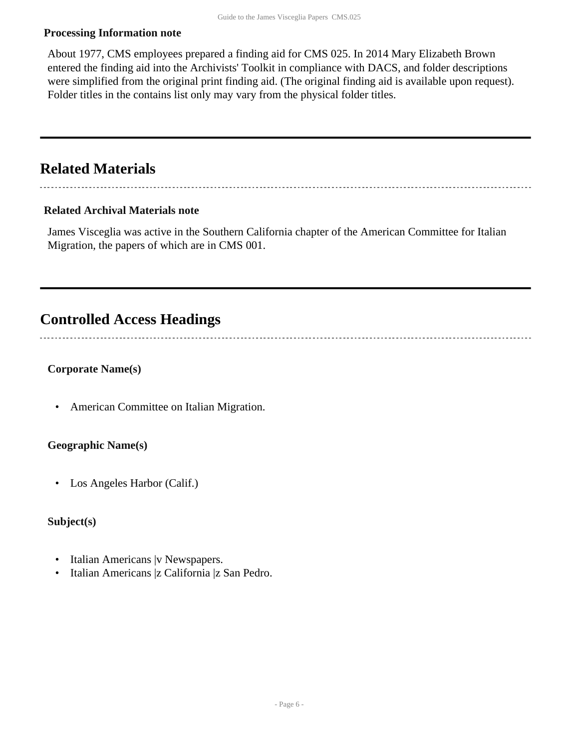**Processing Information note**

About 1977, CMS employees prepared a finding aid for CMS 025. In 2014 Mary Elizabeth Brown entered the finding aid into the Archivists' Toolkit in compliance with DACS, and folder descriptions were simplified from the original print finding aid. (The original finding aid is available upon request). Folder titles in the contains list only may vary from the physical folder titles.

## Related Materials

**Related Archival Materials note**

James Visceglia was active in the Southern California chapter of the American Committee for Italian Migration, the papers of which are in CMS 001.

## Controlled Access Headings

**Corporate Name(s)**

- American Committee on Italian Migration.

**Geographic Name(s)**

- Los Angeles Harbor (Calif.)

**Subject(s)**

- Italian Americans |v Newspapers.
- Italian Americans |z California |z San Pedro.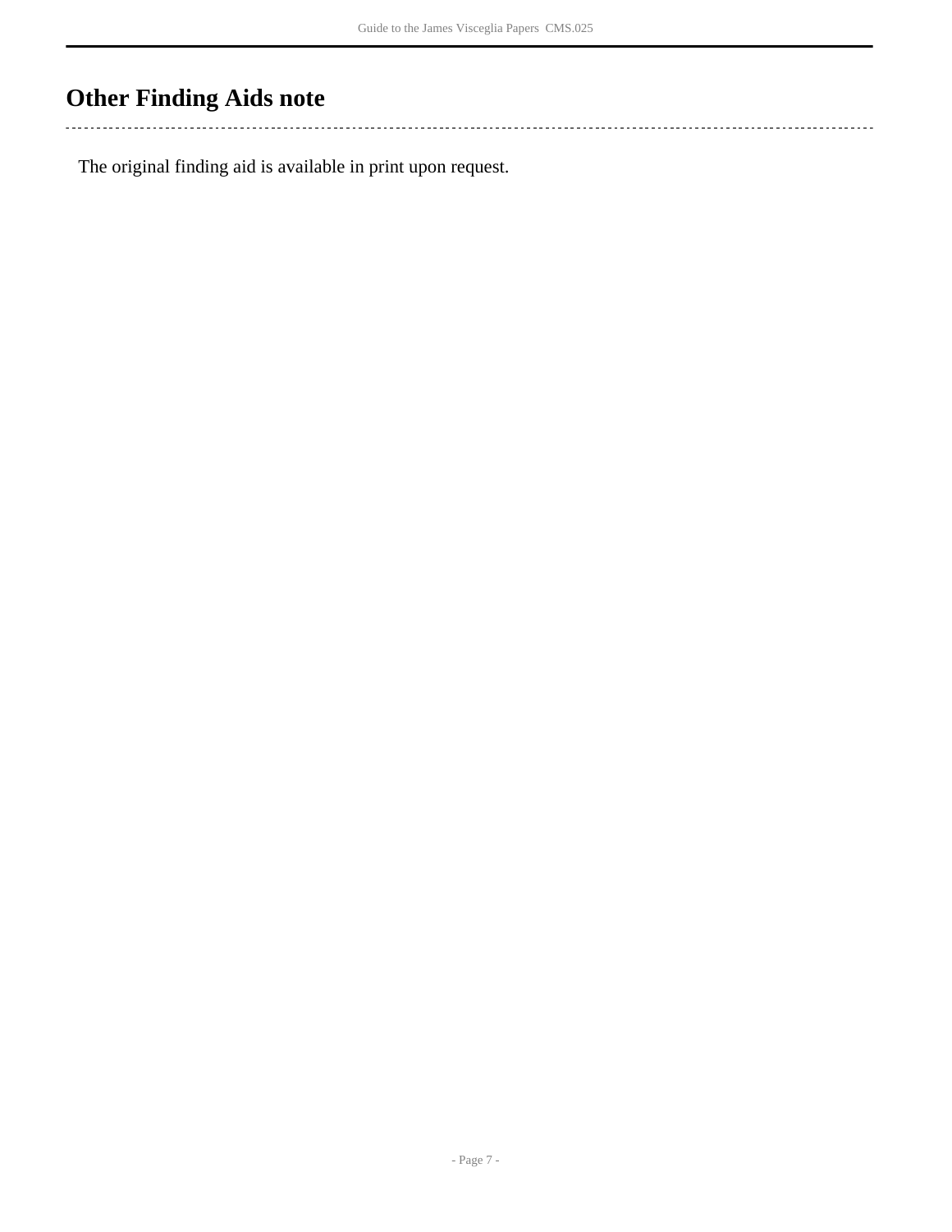## Other Finding Aids note

The original finding aid is available in print upon request.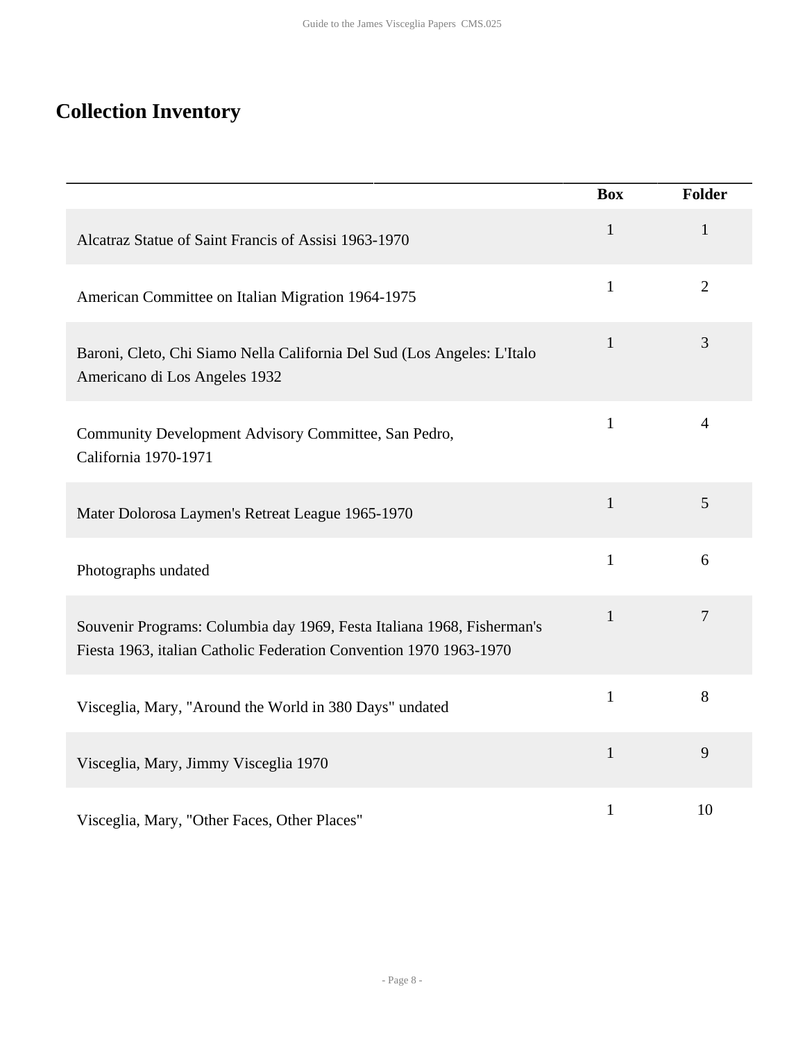## Collection Inventory

| | Box | Folder |
|---|---|---|
| Alcatraz Statue of Saint Francis of Assisi 1963-1970 | 1 | 1 |
| American Committee on Italian Migration 1964-1975 | 1 | 2 |
| Baroni, Cleto, Chi Siamo Nella California Del Sud (Los Angeles: L'Italo Americano di Los Angeles 1932 | 1 | 3 |
| Community Development Advisory Committee, San Pedro, California 1970-1971 | 1 | 4 |
| Mater Dolorosa Laymen's Retreat League 1965-1970 | 1 | 5 |
| Photographs undated | 1 | 6 |
| Souvenir Programs: Columbia day 1969, Festa Italiana 1968, Fisherman's Fiesta 1963, italian Catholic Federation Convention 1970 1963-1970 | 1 | 7 |
| Visceglia, Mary, "Around the World in 380 Days" undated | 1 | 8 |
| Visceglia, Mary, Jimmy Visceglia 1970 | 1 | 9 |
| Visceglia, Mary, "Other Faces, Other Places" | 1 | 10 |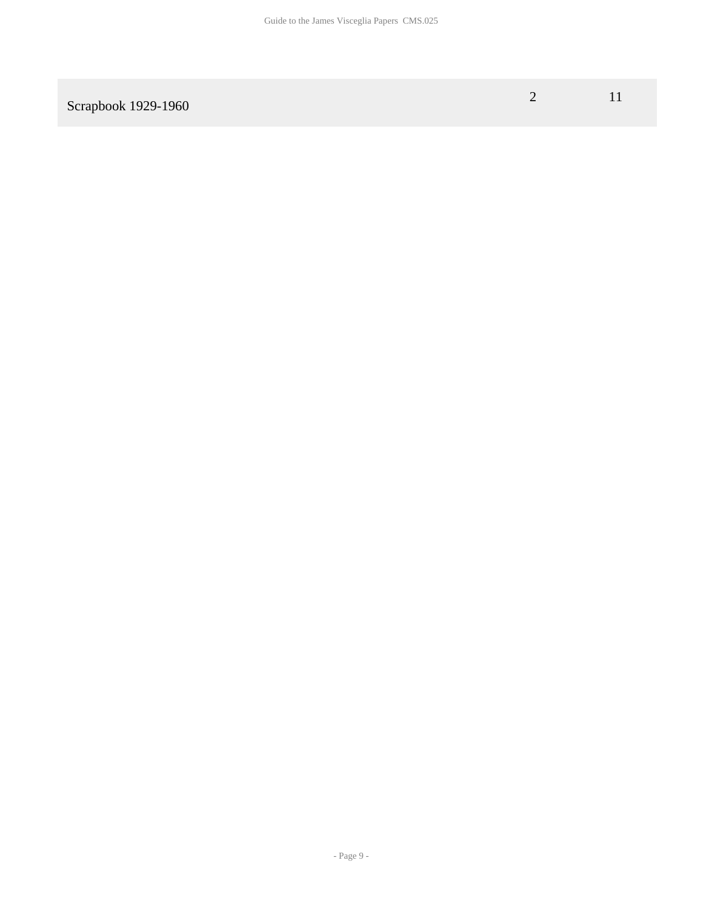| | | |
|---|---|---|
| Scrapbook 1929-1960 | 2 | 11 |